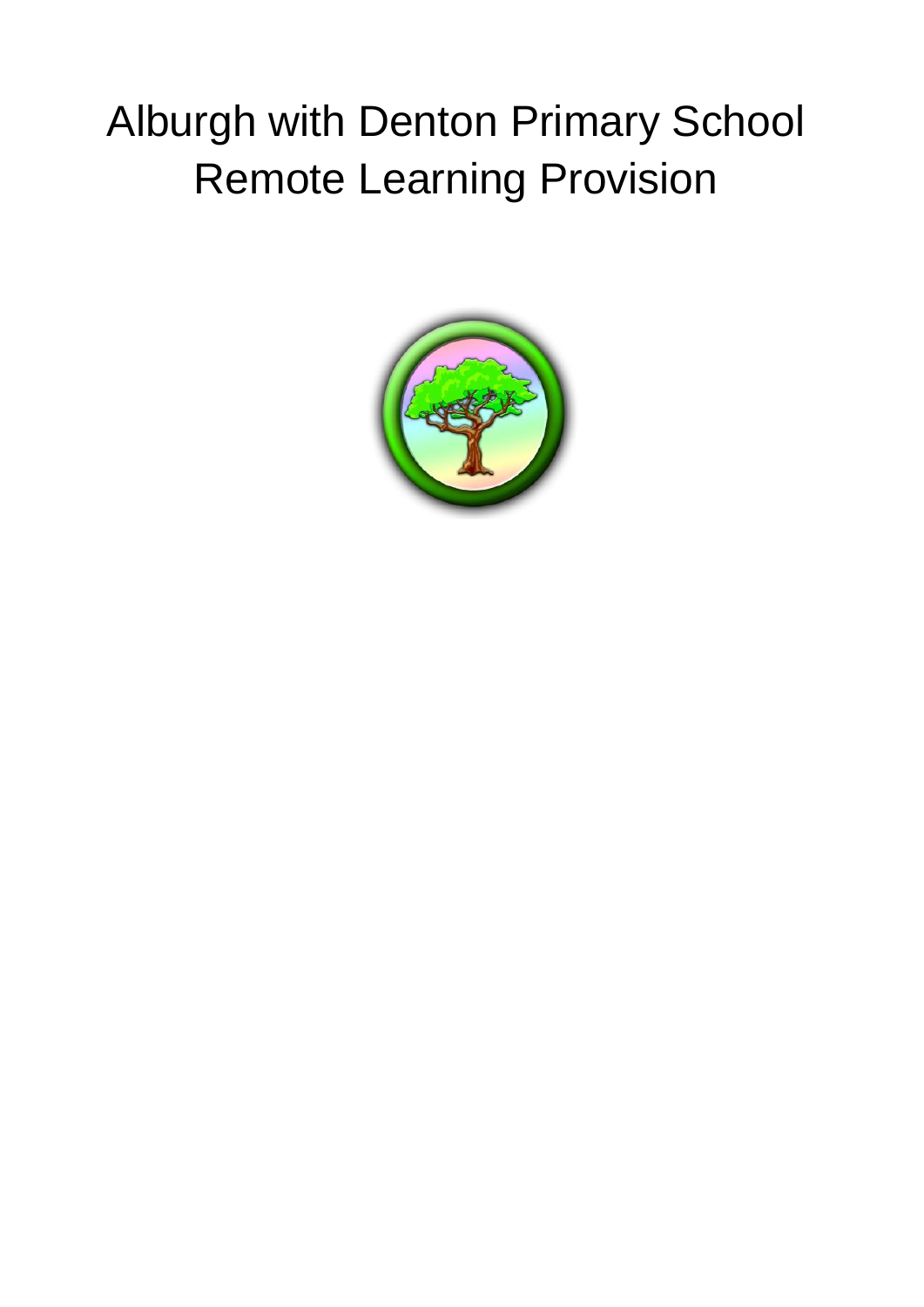# Alburgh with Denton Primary School
# Remote Learning Provision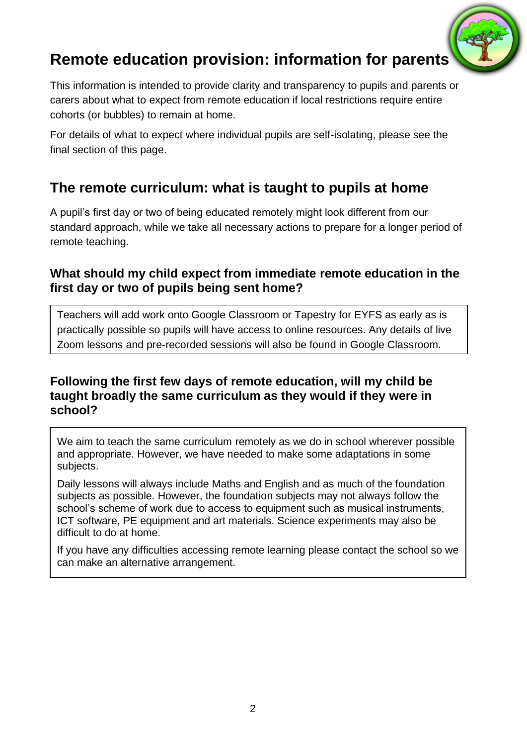# Remote education provision: information for parents

This information is intended to provide clarity and transparency to pupils and parents or carers about what to expect from remote education if local restrictions require entire cohorts (or bubbles) to remain at home.

For details of what to expect where individual pupils are self-isolating, please see the final section of this page.

## The remote curriculum: what is taught to pupils at home

A pupil's first day or two of being educated remotely might look different from our standard approach, while we take all necessary actions to prepare for a longer period of remote teaching.

### What should my child expect from immediate remote education in the first day or two of pupils being sent home?

Teachers will add work onto Google Classroom or Tapestry for EYFS as early as is practically possible so pupils will have access to online resources. Any details of live Zoom lessons and pre-recorded sessions will also be found in Google Classroom.

### Following the first few days of remote education, will my child be taught broadly the same curriculum as they would if they were in school?

We aim to teach the same curriculum remotely as we do in school wherever possible and appropriate. However, we have needed to make some adaptations in some subjects.

Daily lessons will always include Maths and English and as much of the foundation subjects as possible. However, the foundation subjects may not always follow the school's scheme of work due to access to equipment such as musical instruments, ICT software, PE equipment and art materials. Science experiments may also be difficult to do at home.

If you have any difficulties accessing remote learning please contact the school so we can make an alternative arrangement.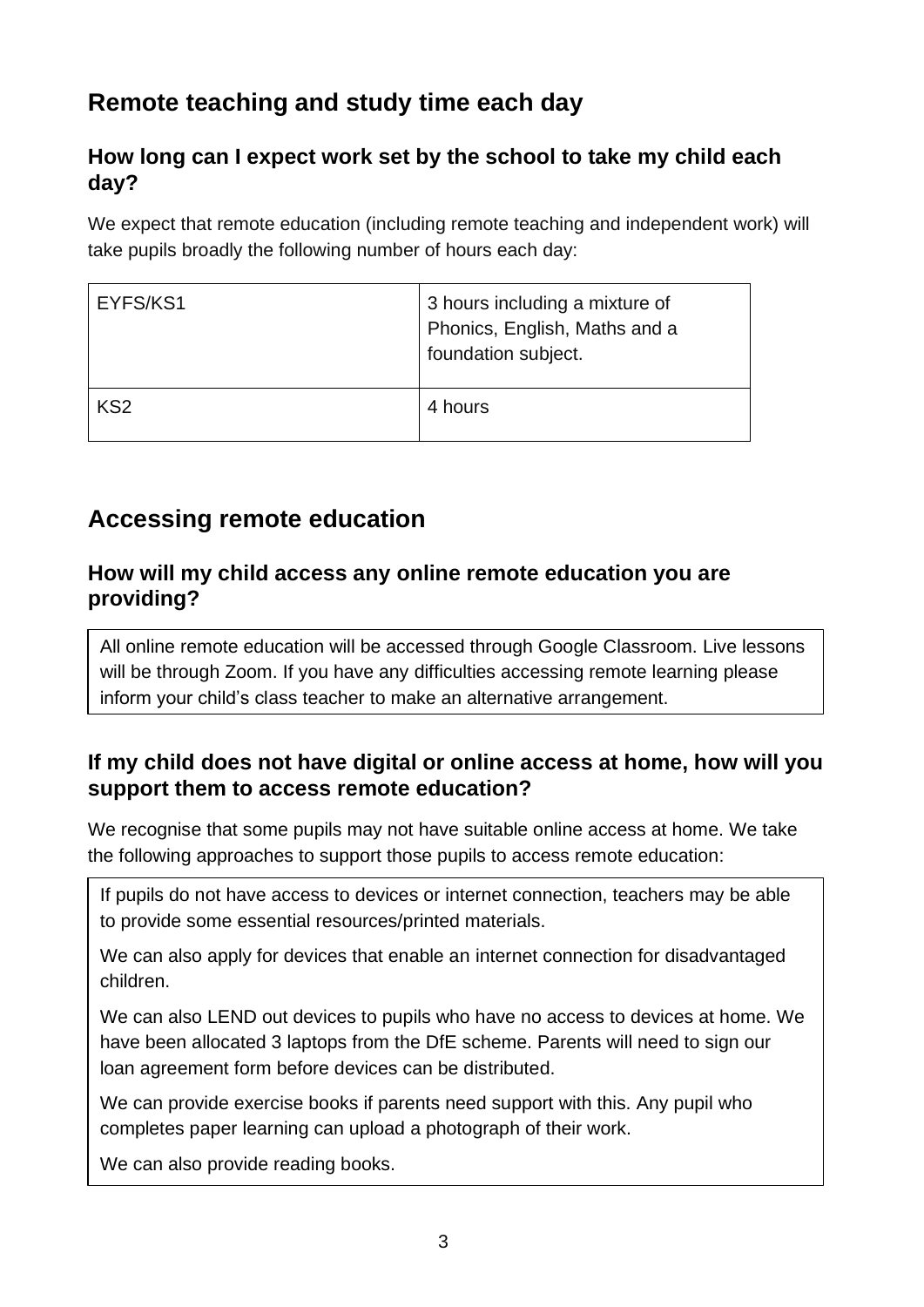## Remote teaching and study time each day

### How long can I expect work set by the school to take my child each day?

We expect that remote education (including remote teaching and independent work) will take pupils broadly the following number of hours each day:

| EYFS/KS1 | 3 hours including a mixture of Phonics, English, Maths and a foundation subject. |
|---|---|
| KS2 | 4 hours |

## Accessing remote education

### How will my child access any online remote education you are providing?

All online remote education will be accessed through Google Classroom. Live lessons will be through Zoom. If you have any difficulties accessing remote learning please inform your child's class teacher to make an alternative arrangement.

### If my child does not have digital or online access at home, how will you support them to access remote education?

We recognise that some pupils may not have suitable online access at home. We take the following approaches to support those pupils to access remote education:

If pupils do not have access to devices or internet connection, teachers may be able to provide some essential resources/printed materials.

We can also apply for devices that enable an internet connection for disadvantaged children.

We can also LEND out devices to pupils who have no access to devices at home. We have been allocated 3 laptops from the DfE scheme. Parents will need to sign our loan agreement form before devices can be distributed.

We can provide exercise books if parents need support with this. Any pupil who completes paper learning can upload a photograph of their work.

We can also provide reading books.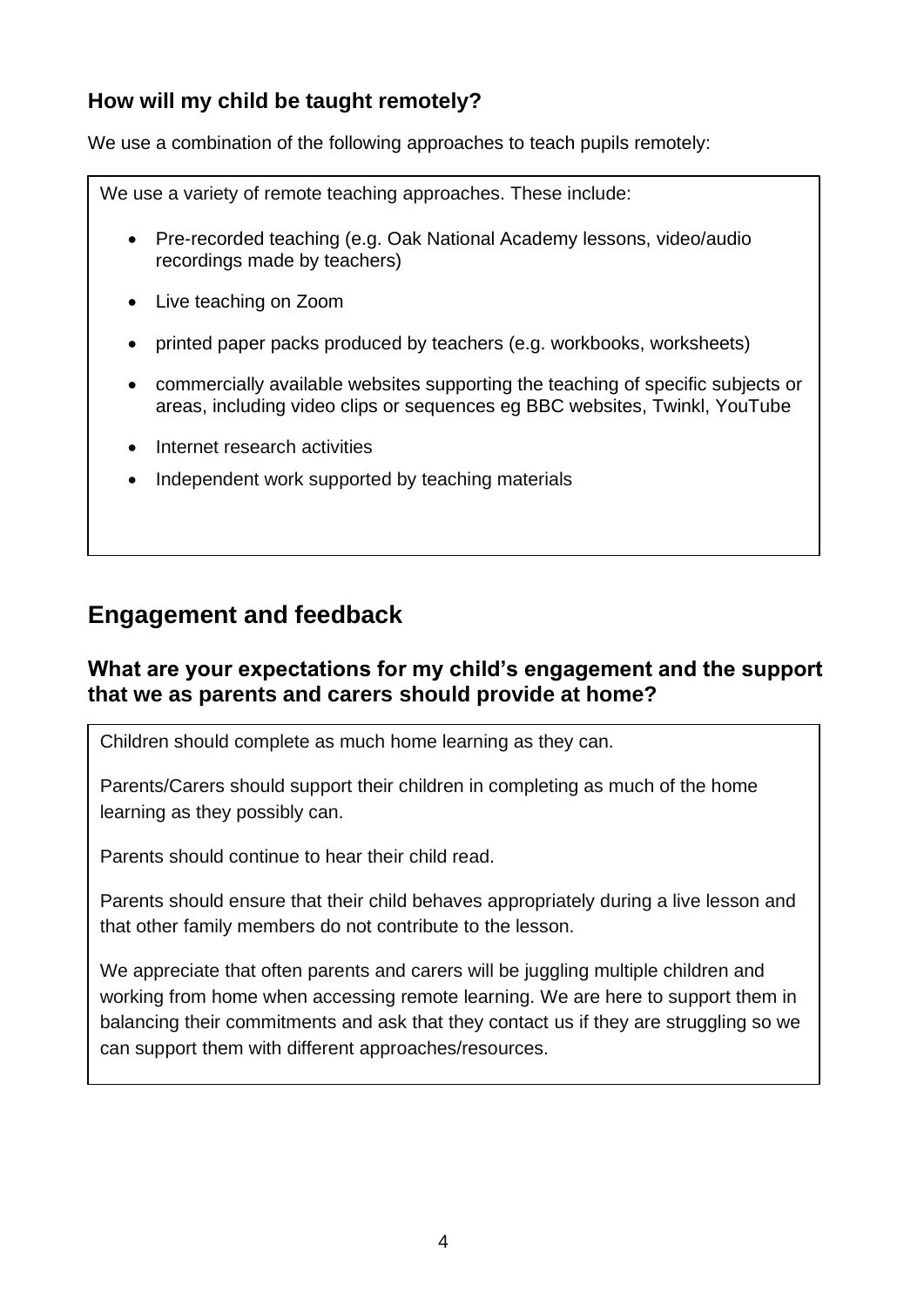### How will my child be taught remotely?

We use a combination of the following approaches to teach pupils remotely:

We use a variety of remote teaching approaches. These include:

- Pre-recorded teaching (e.g. Oak National Academy lessons, video/audio recordings made by teachers)
- Live teaching on Zoom
- printed paper packs produced by teachers (e.g. workbooks, worksheets)
- commercially available websites supporting the teaching of specific subjects or areas, including video clips or sequences eg BBC websites, Twinkl, YouTube
- Internet research activities
- Independent work supported by teaching materials

## Engagement and feedback

### What are your expectations for my child's engagement and the support that we as parents and carers should provide at home?

Children should complete as much home learning as they can.

Parents/Carers should support their children in completing as much of the home learning as they possibly can.

Parents should continue to hear their child read.

Parents should ensure that their child behaves appropriately during a live lesson and that other family members do not contribute to the lesson.

We appreciate that often parents and carers will be juggling multiple children and working from home when accessing remote learning. We are here to support them in balancing their commitments and ask that they contact us if they are struggling so we can support them with different approaches/resources.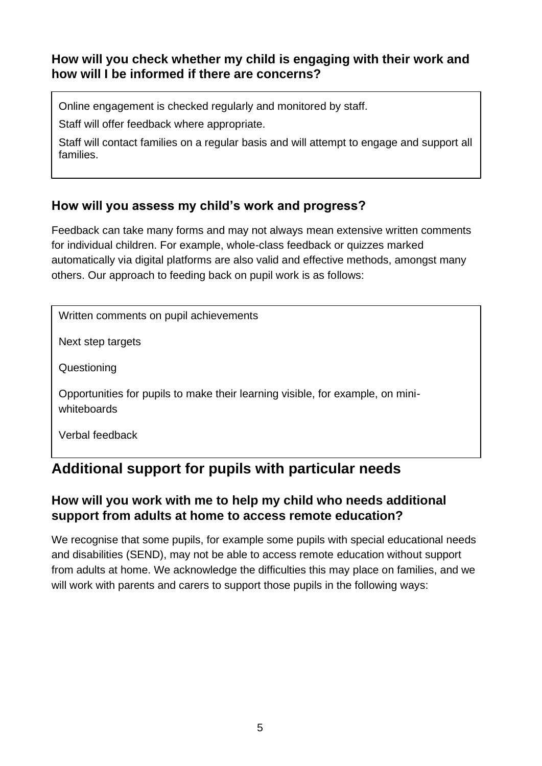### How will you check whether my child is engaging with their work and how will I be informed if there are concerns?

Online engagement is checked regularly and monitored by staff.

Staff will offer feedback where appropriate.

Staff will contact families on a regular basis and will attempt to engage and support all families.

### How will you assess my child's work and progress?

Feedback can take many forms and may not always mean extensive written comments for individual children. For example, whole-class feedback or quizzes marked automatically via digital platforms are also valid and effective methods, amongst many others. Our approach to feeding back on pupil work is as follows:

Written comments on pupil achievements

Next step targets

Questioning

Opportunities for pupils to make their learning visible, for example, on mini-whiteboards

Verbal feedback

## Additional support for pupils with particular needs

### How will you work with me to help my child who needs additional support from adults at home to access remote education?

We recognise that some pupils, for example some pupils with special educational needs and disabilities (SEND), may not be able to access remote education without support from adults at home. We acknowledge the difficulties this may place on families, and we will work with parents and carers to support those pupils in the following ways: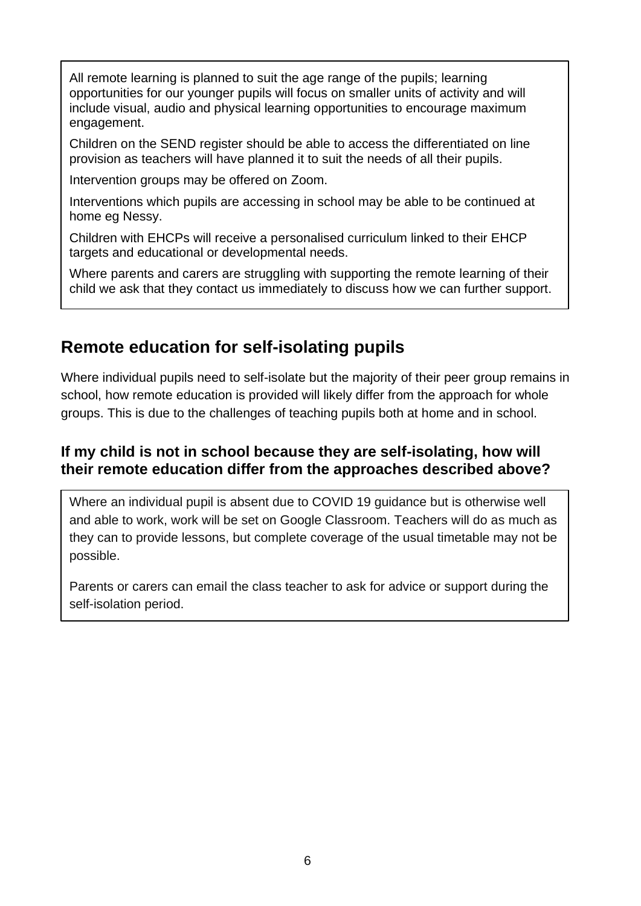All remote learning is planned to suit the age range of the pupils; learning opportunities for our younger pupils will focus on smaller units of activity and will include visual, audio and physical learning opportunities to encourage maximum engagement.

Children on the SEND register should be able to access the differentiated on line provision as teachers will have planned it to suit the needs of all their pupils.

Intervention groups may be offered on Zoom.

Interventions which pupils are accessing in school may be able to be continued at home eg Nessy.

Children with EHCPs will receive a personalised curriculum linked to their EHCP targets and educational or developmental needs.

Where parents and carers are struggling with supporting the remote learning of their child we ask that they contact us immediately to discuss how we can further support.

## Remote education for self-isolating pupils

Where individual pupils need to self-isolate but the majority of their peer group remains in school, how remote education is provided will likely differ from the approach for whole groups. This is due to the challenges of teaching pupils both at home and in school.

### If my child is not in school because they are self-isolating, how will their remote education differ from the approaches described above?

Where an individual pupil is absent due to COVID 19 guidance but is otherwise well and able to work, work will be set on Google Classroom. Teachers will do as much as they can to provide lessons, but complete coverage of the usual timetable may not be possible.

Parents or carers can email the class teacher to ask for advice or support during the self-isolation period.